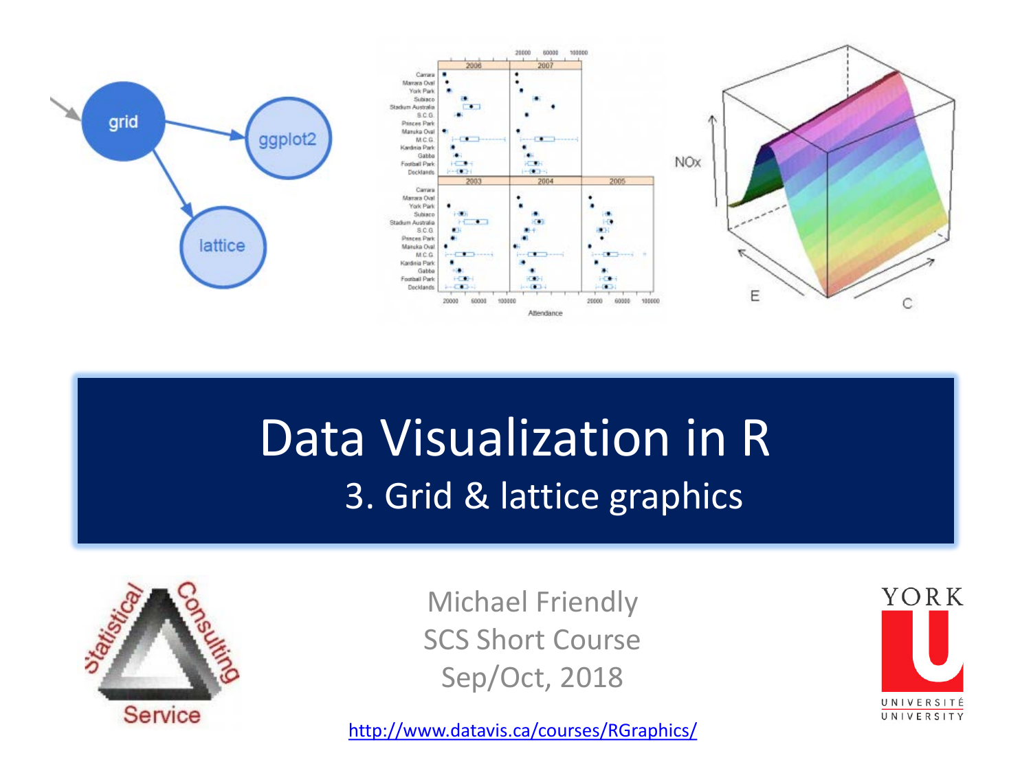# Data Visualization in R

## 3. Grid & lattice graphics

Michael Friendly
SCS Short Course
Sep/Oct, 2018

http://www.datavis.ca/courses/RGraphics/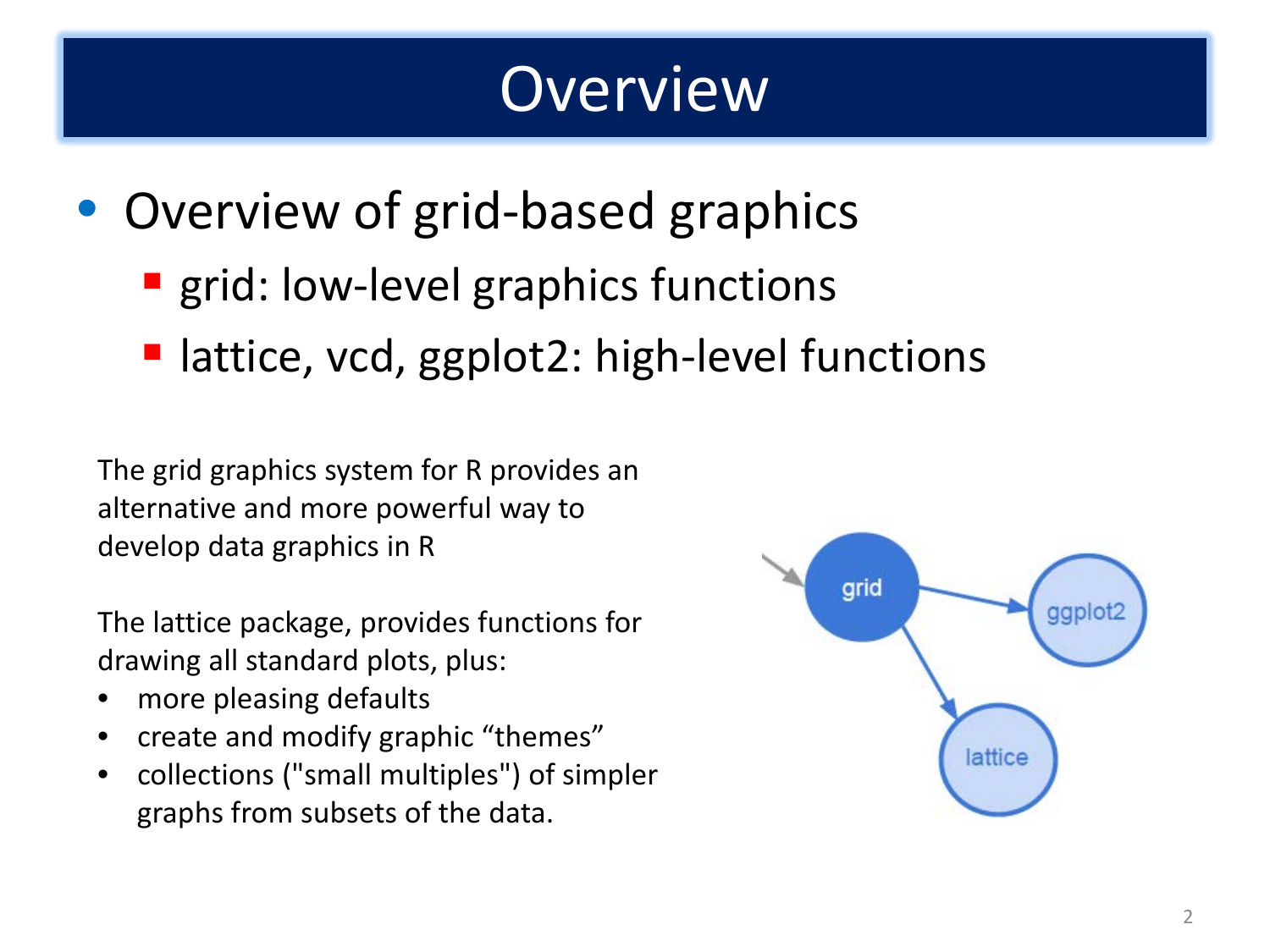# Overview

- Overview of grid-based graphics
  - grid: low-level graphics functions
  - lattice, vcd, ggplot2: high-level functions

The grid graphics system for R provides an alternative and more powerful way to develop data graphics in R

The lattice package, provides functions for drawing all standard plots, plus:

- more pleasing defaults
- create and modify graphic "themes"
- collections ("small multiples") of simpler graphs from subsets of the data.

grid

ggplot2

lattice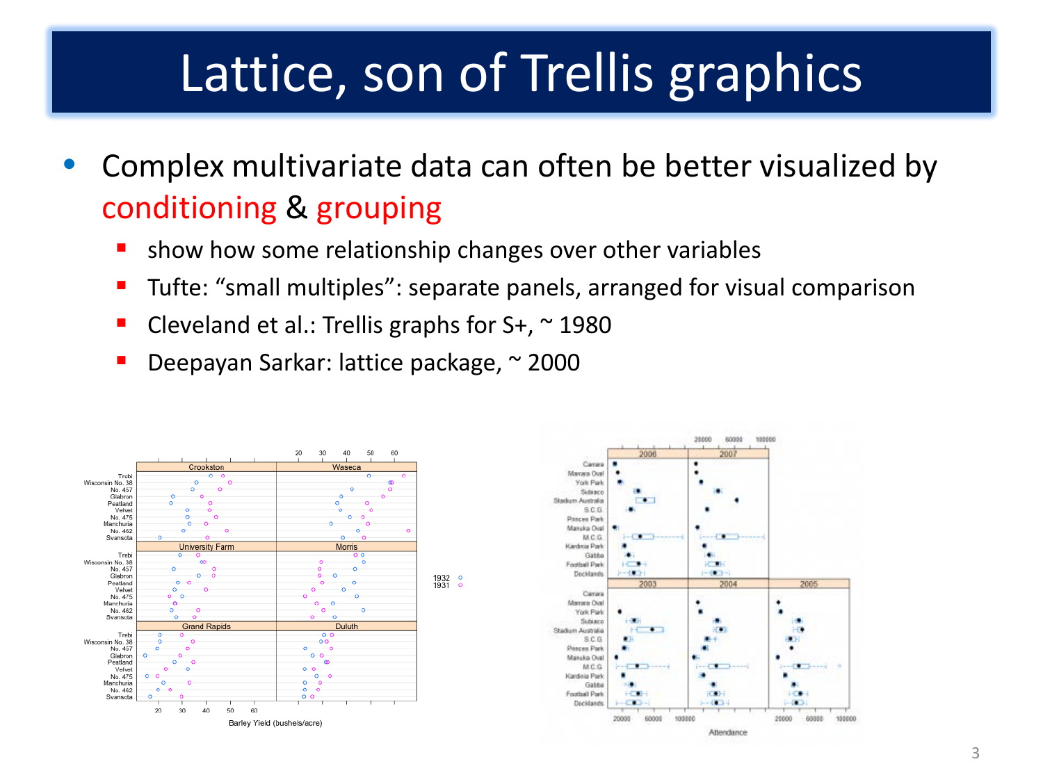# Lattice, son of Trellis graphics

- Complex multivariate data can often be better visualized by conditioning & grouping
  - show how some relationship changes over other variables
  - Tufte: "small multiples": separate panels, arranged for visual comparison
  - Cleveland et al.: Trellis graphs for S+, ~ 1980
  - Deepayan Sarkar: lattice package, ~ 2000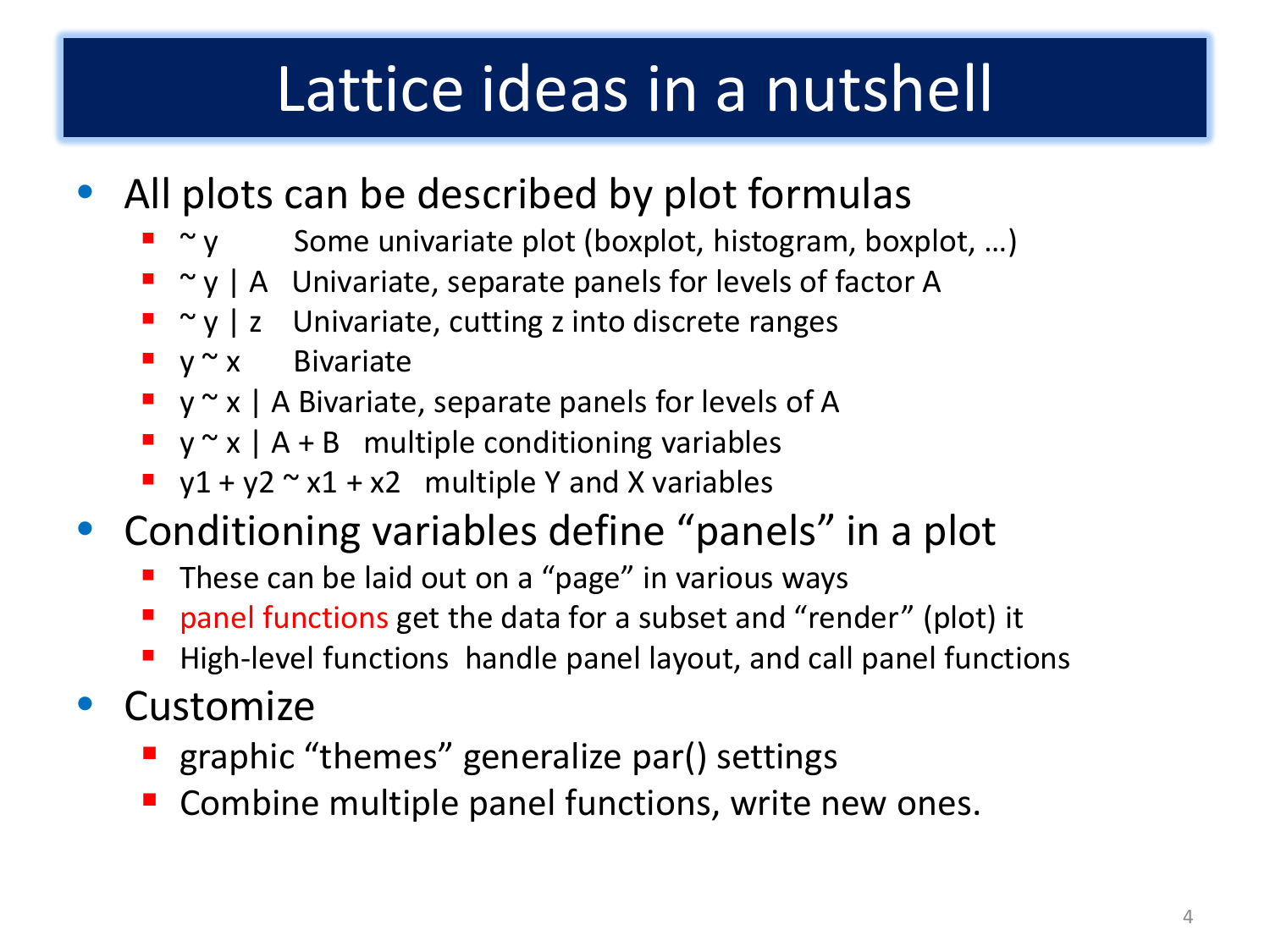# Lattice ideas in a nutshell

- All plots can be described by plot formulas
  - ~ y        Some univariate plot (boxplot, histogram, boxplot, …)
  - ~ y | A   Univariate, separate panels for levels of factor A
  - ~ y | z   Univariate, cutting z into discrete ranges
  - y ~ x      Bivariate
  - y ~ x | A Bivariate, separate panels for levels of A
  - y ~ x | A + B   multiple conditioning variables
  - y1 + y2 ~ x1 + x2   multiple Y and X variables
- Conditioning variables define "panels" in a plot
  - These can be laid out on a "page" in various ways
  - panel functions get the data for a subset and "render" (plot) it
  - High-level functions  handle panel layout, and call panel functions
- Customize
  - graphic "themes" generalize par() settings
  - Combine multiple panel functions, write new ones.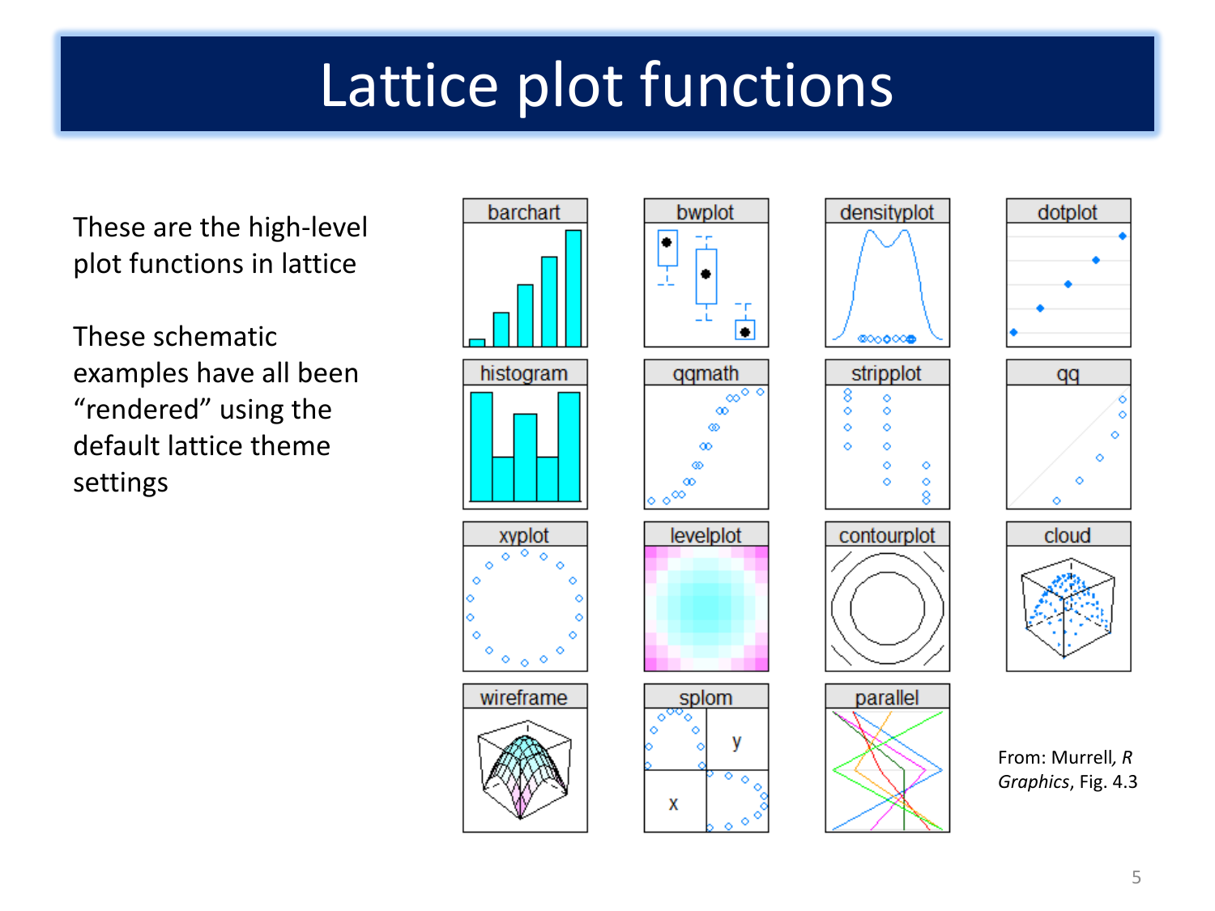# Lattice plot functions

These are the high-level plot functions in lattice

These schematic examples have all been “rendered” using the default lattice theme settings

From: Murrell, *R Graphics*, Fig. 4.3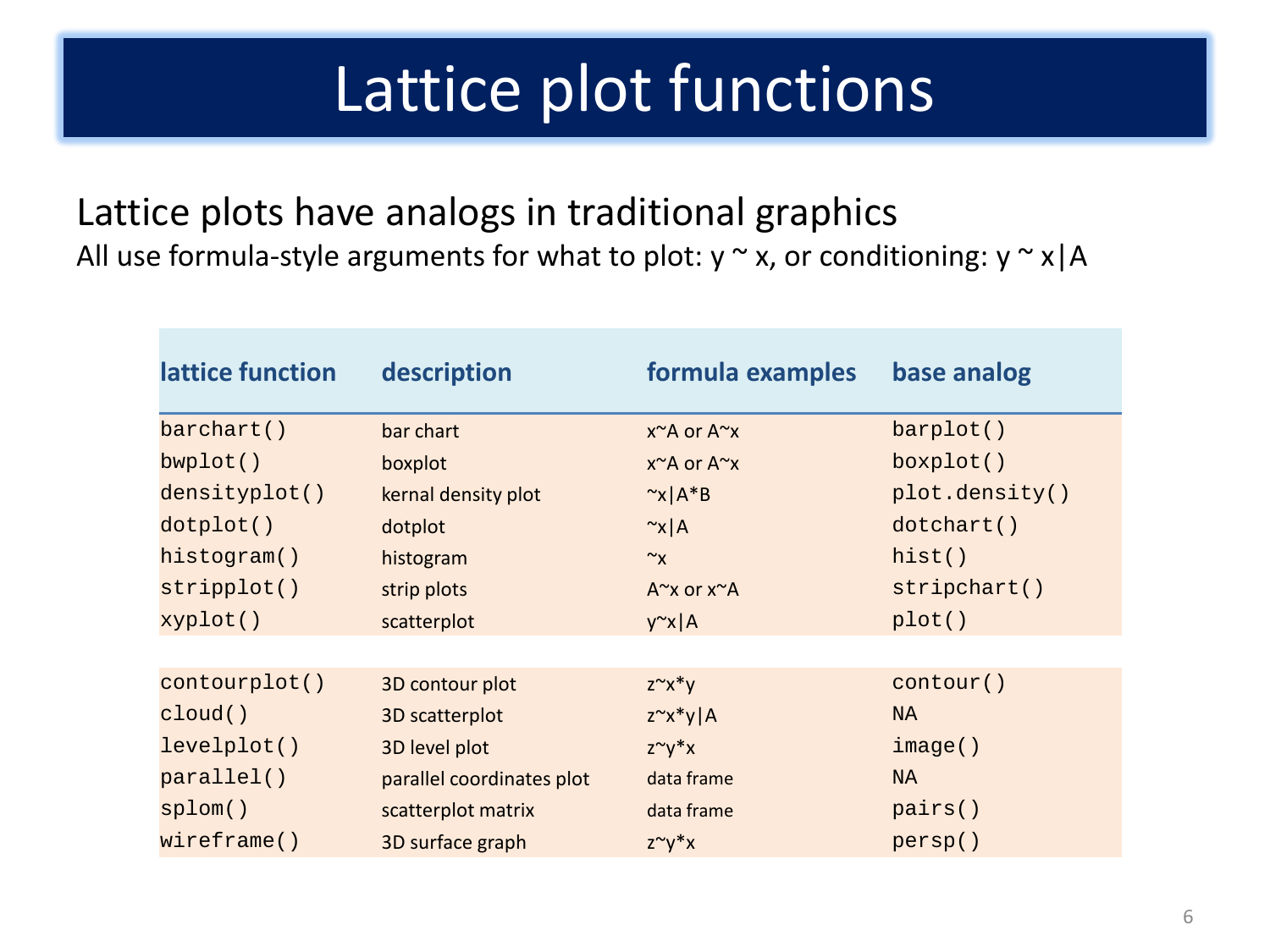# Lattice plot functions

## Lattice plots have analogs in traditional graphics

All use formula-style arguments for what to plot: y ~ x, or conditioning: y ~ x|A

| lattice function | description | formula examples | base analog |
|---|---|---|---|
| `barchart()` | bar chart | x~A or A~x | `barplot()` |
| `bwplot()` | boxplot | x~A or A~x | `boxplot()` |
| `densityplot()` | kernal density plot | ~x\|A*B | `plot.density()` |
| `dotplot()` | dotplot | ~x\|A | `dotchart()` |
| `histogram()` | histogram | ~x | `hist()` |
| `stripplot()` | strip plots | A~x or x~A | `stripchart()` |
| `xyplot()` | scatterplot | y~x\|A | `plot()` |
| | | | |
| `contourplot()` | 3D contour plot | z~x*y | `contour()` |
| `cloud()` | 3D scatterplot | z~x*y\|A | `NA` |
| `levelplot()` | 3D level plot | z~y*x | `image()` |
| `parallel()` | parallel coordinates plot | data frame | `NA` |
| `splom()` | scatterplot matrix | data frame | `pairs()` |
| `wireframe()` | 3D surface graph | z~y*x | `persp()` |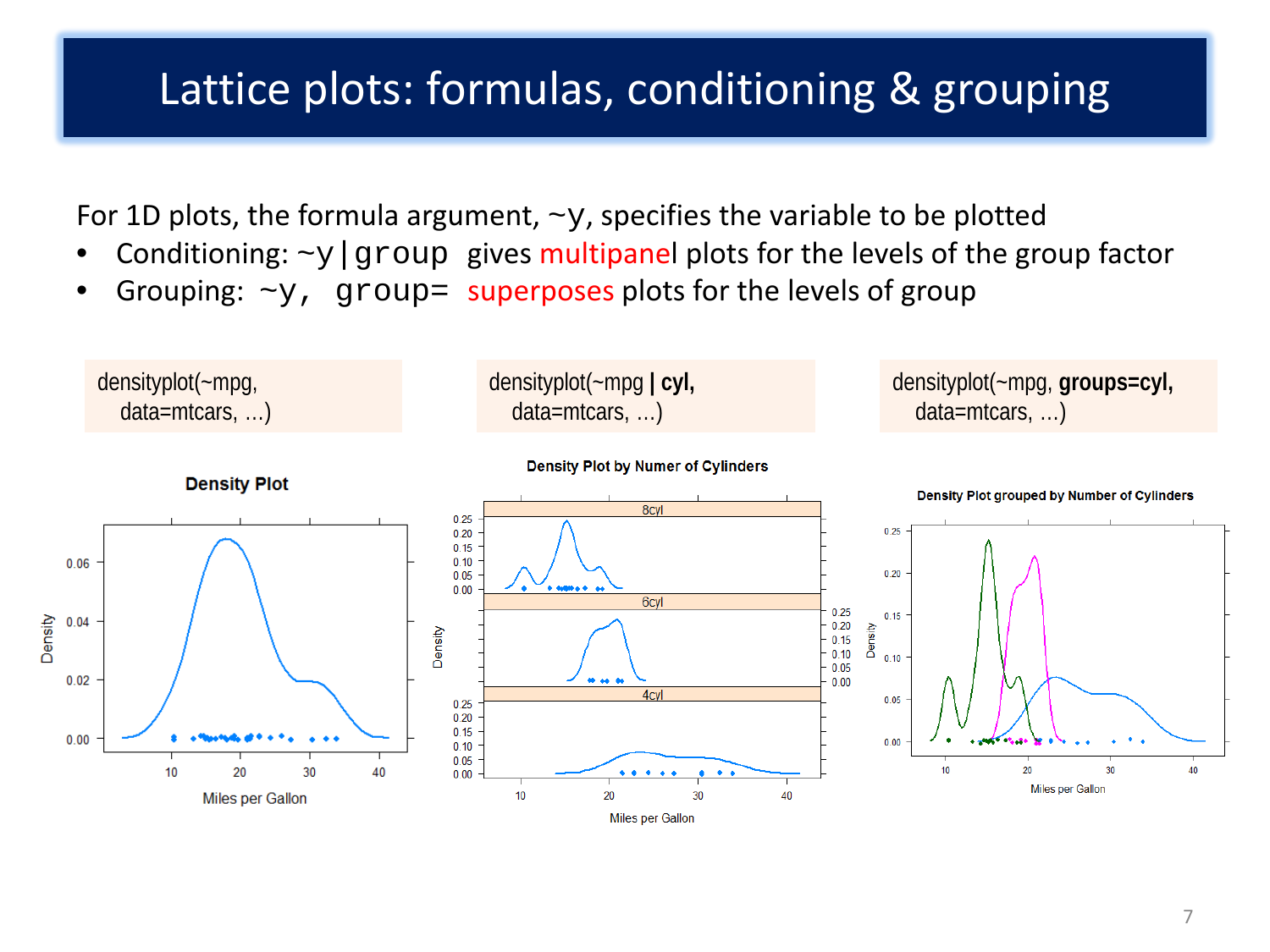# Lattice plots: formulas, conditioning & grouping

For 1D plots, the formula argument, `~y`, specifies the variable to be plotted

- Conditioning: `~y|group` gives multipanel plots for the levels of the group factor
- Grouping: `~y, group=` superposes plots for the levels of group

```
densityplot(~mpg,
   data=mtcars, ...)
```

```
densityplot(~mpg | cyl,
   data=mtcars, ...)
```

```
densityplot(~mpg, groups=cyl,
   data=mtcars, ...)
```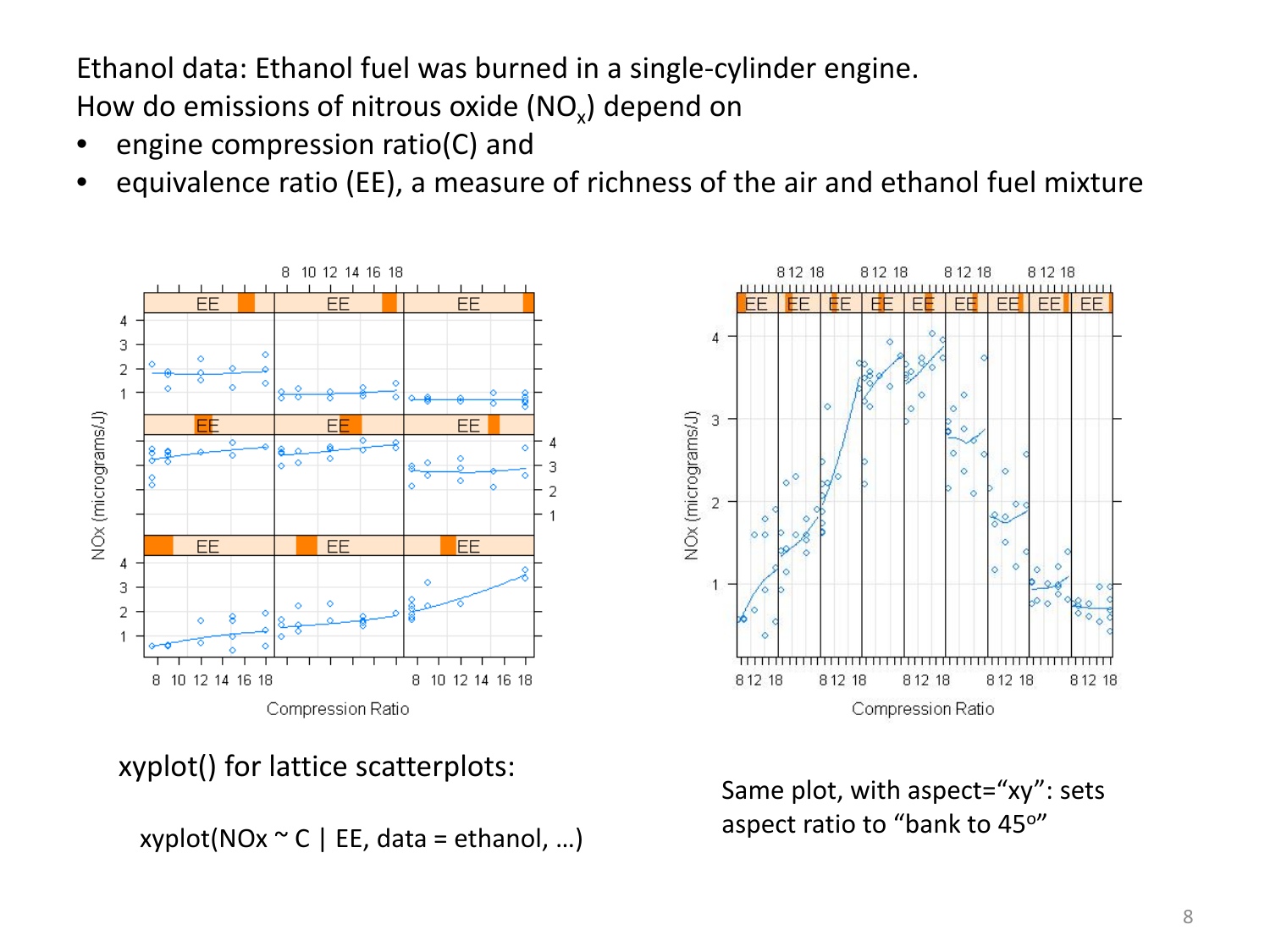Ethanol data: Ethanol fuel was burned in a single-cylinder engine.
How do emissions of nitrous oxide ($NO_x$) depend on

- engine compression ratio(C) and
- equivalence ratio (EE), a measure of richness of the air and ethanol fuel mixture

xyplot() for lattice scatterplots:

```
xyplot(NOx ~ C | EE, data = ethanol, …)
```

Same plot, with aspect="xy": sets aspect ratio to "bank to 45°"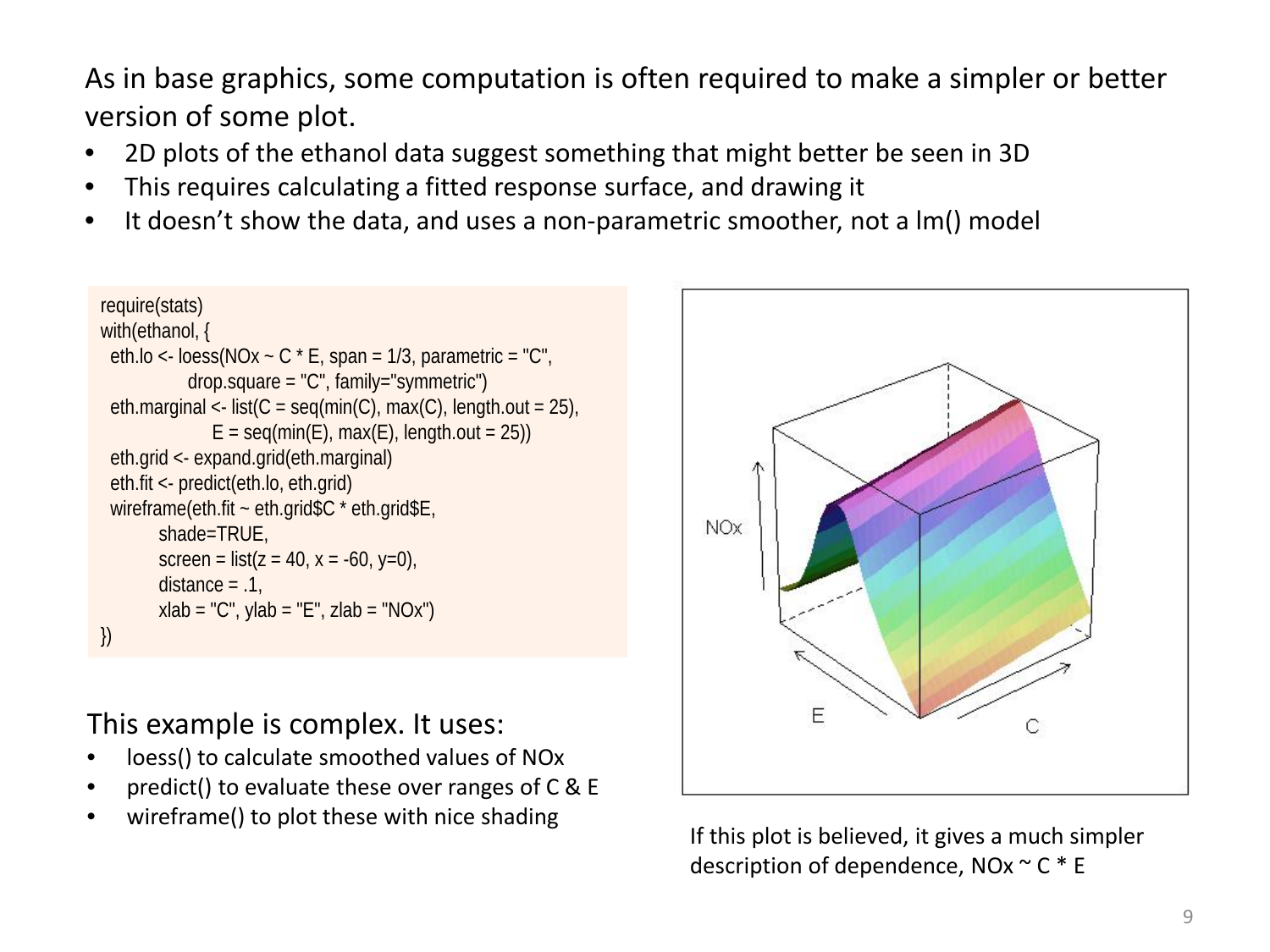As in base graphics, some computation is often required to make a simpler or better version of some plot.

- 2D plots of the ethanol data suggest something that might better be seen in 3D
- This requires calculating a fitted response surface, and drawing it
- It doesn't show the data, and uses a non-parametric smoother, not a lm() model

```
require(stats)
with(ethanol, {
  eth.lo <- loess(NOx ~ C * E, span = 1/3, parametric = "C",
              drop.square = "C", family="symmetric")
  eth.marginal <- list(C = seq(min(C), max(C), length.out = 25),
                  E = seq(min(E), max(E), length.out = 25))
  eth.grid <- expand.grid(eth.marginal)
  eth.fit <- predict(eth.lo, eth.grid)
  wireframe(eth.fit ~ eth.grid$C * eth.grid$E,
         shade=TRUE,
         screen = list(z = 40, x = -60, y=0),
         distance = .1,
         xlab = "C", ylab = "E", zlab = "NOx")
})
```

This example is complex. It uses:

- loess() to calculate smoothed values of NOx
- predict() to evaluate these over ranges of C & E
- wireframe() to plot these with nice shading

If this plot is believed, it gives a much simpler description of dependence, NOx ~ C * E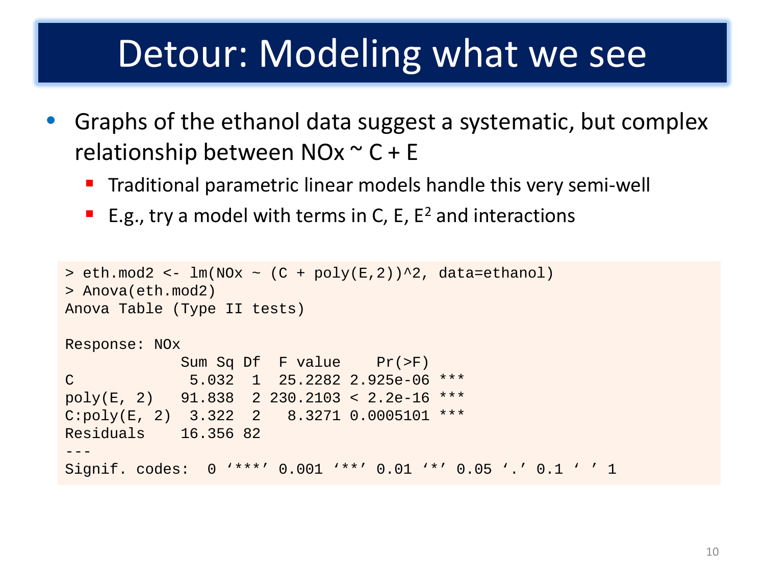# Detour: Modeling what we see

- Graphs of the ethanol data suggest a systematic, but complex relationship between NOx ~ C + E
  - Traditional parametric linear models handle this very semi-well
  - E.g., try a model with terms in C, E, $E^2$ and interactions

```
> eth.mod2 <- lm(NOx ~ (C + poly(E,2))^2, data=ethanol)
> Anova(eth.mod2)
Anova Table (Type II tests)

Response: NOx
            Sum Sq Df  F value    Pr(>F)    
C            5.032  1  25.2282 2.925e-06 ***
poly(E, 2)  91.838  2 230.2103 < 2.2e-16 ***
C:poly(E, 2) 3.322  2   8.3271 0.0005101 ***
Residuals   16.356 82                       
---
Signif. codes:  0 ‘***’ 0.001 ‘**’ 0.01 ‘*’ 0.05 ‘.’ 0.1 ‘ ’ 1
```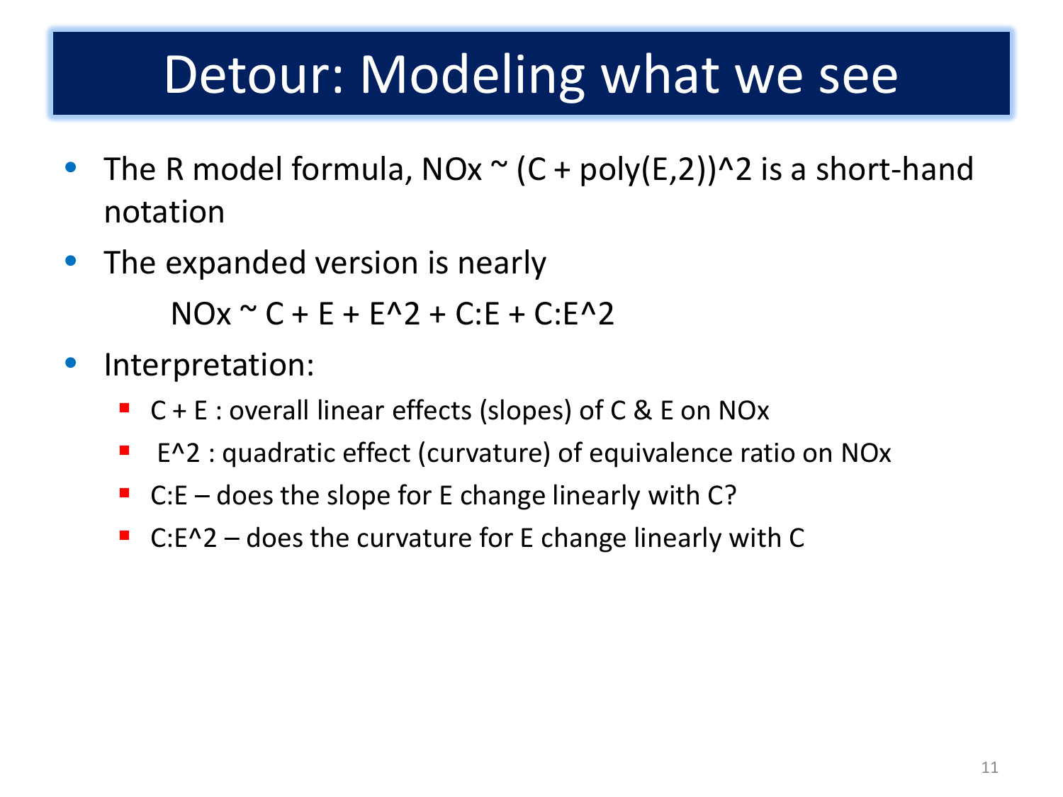# Detour: Modeling what we see

- The R model formula, NOx ~ (C + poly(E,2))^2 is a short-hand notation
- The expanded version is nearly

  NOx ~ C + E + E^2 + C:E + C:E^2

- Interpretation:
  - C + E : overall linear effects (slopes) of C & E on NOx
  - E^2 : quadratic effect (curvature) of equivalence ratio on NOx
  - C:E – does the slope for E change linearly with C?
  - C:E^2 – does the curvature for E change linearly with C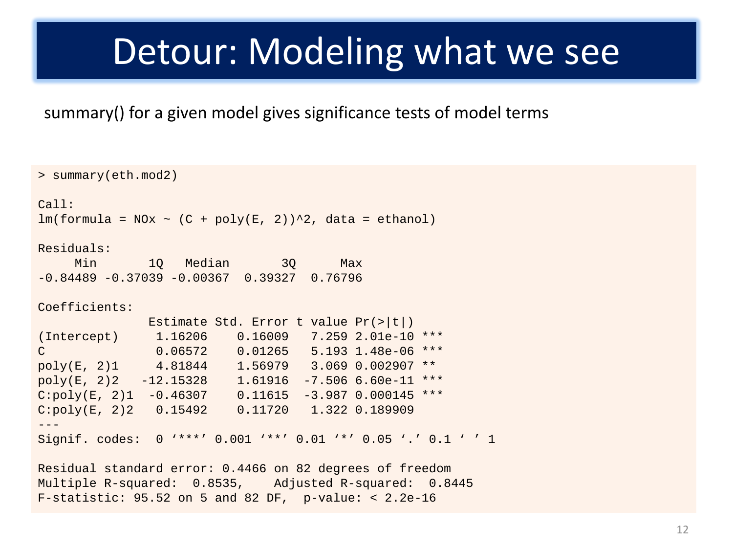# Detour: Modeling what we see

summary() for a given model gives significance tests of model terms

```
> summary(eth.mod2)

Call:
lm(formula = NOx ~ (C + poly(E, 2))^2, data = ethanol)

Residuals:
     Min       1Q   Median       3Q      Max 
-0.84489 -0.37039 -0.00367  0.39327  0.76796 

Coefficients:
               Estimate Std. Error t value Pr(>|t|)    
(Intercept)     1.16206    0.16009   7.259 2.01e-10 ***
C               0.06572    0.01265   5.193 1.48e-06 ***
poly(E, 2)1     4.81844    1.56979   3.069 0.002907 ** 
poly(E, 2)2   -12.15328    1.61916  -7.506 6.60e-11 ***
C:poly(E, 2)1  -0.46307    0.11615  -3.987 0.000145 ***
C:poly(E, 2)2   0.15492    0.11720   1.322 0.189909    
---
Signif. codes:  0 '***' 0.001 '**' 0.01 '*' 0.05 '.' 0.1 ' ' 1

Residual standard error: 0.4466 on 82 degrees of freedom
Multiple R-squared:  0.8535,	Adjusted R-squared:  0.8445 
F-statistic: 95.52 on 5 and 82 DF,  p-value: < 2.2e-16
```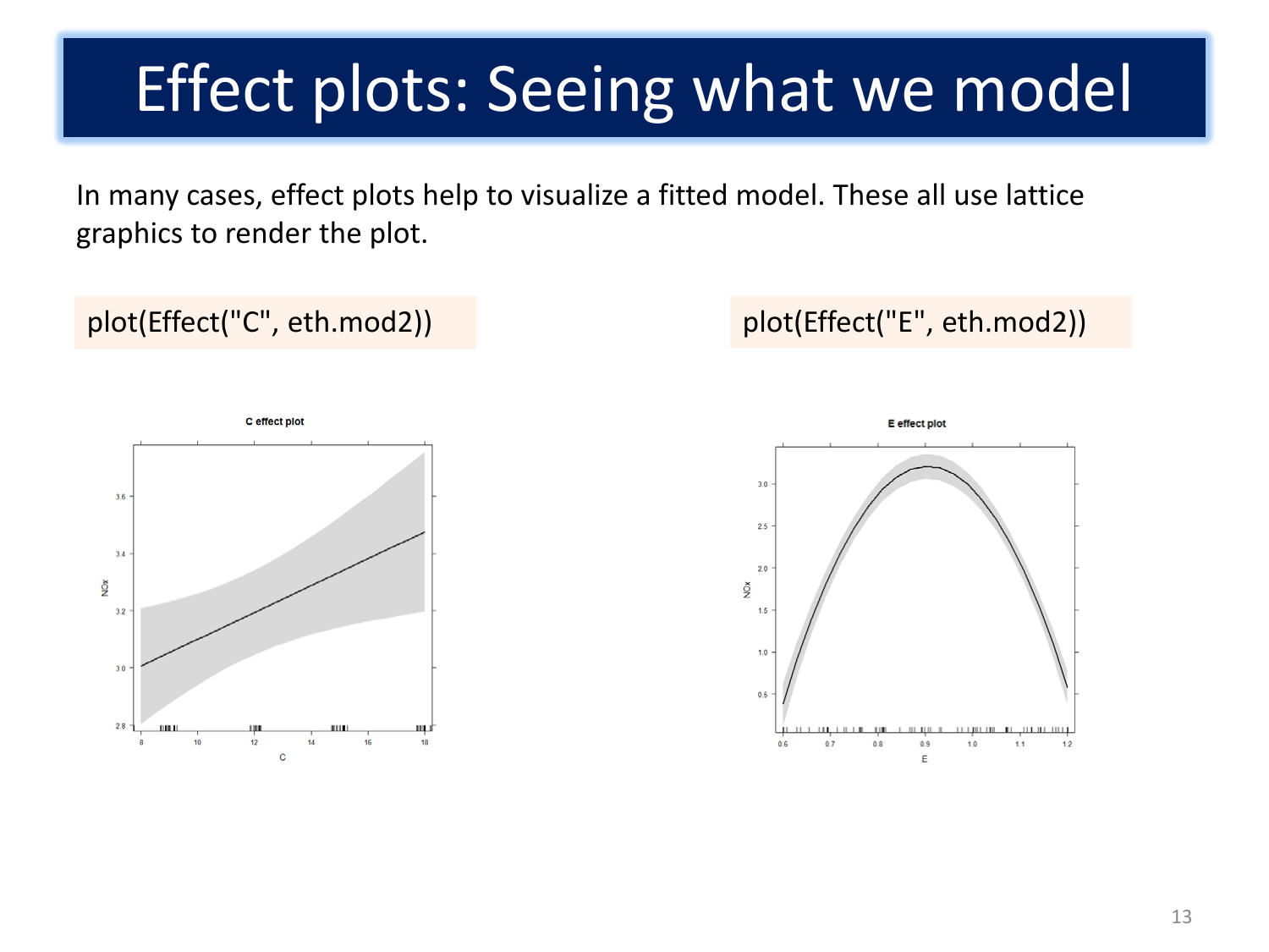# Effect plots: Seeing what we model

In many cases, effect plots help to visualize a fitted model. These all use lattice graphics to render the plot.

```
plot(Effect("C", eth.mod2))
```

```
plot(Effect("E", eth.mod2))
```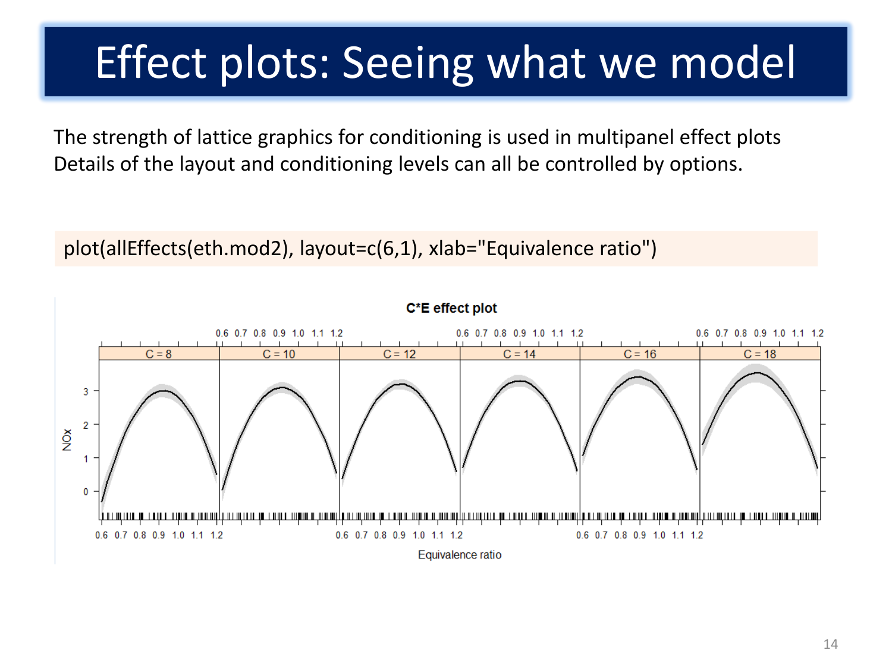# Effect plots: Seeing what we model

The strength of lattice graphics for conditioning is used in multipanel effect plots
Details of the layout and conditioning levels can all be controlled by options.

```
plot(allEffects(eth.mod2), layout=c(6,1), xlab="Equivalence ratio")
```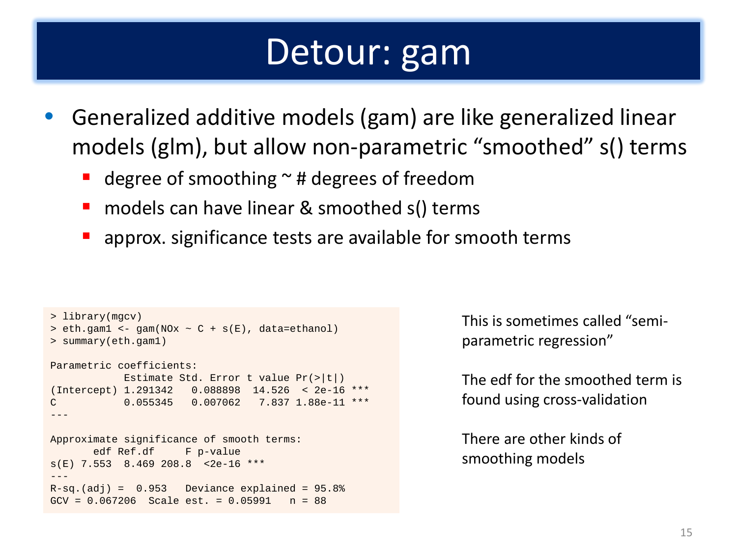# Detour: gam

- Generalized additive models (gam) are like generalized linear models (glm), but allow non-parametric "smoothed" s() terms
  - degree of smoothing ~ # degrees of freedom
  - models can have linear & smoothed s() terms
  - approx. significance tests are available for smooth terms

```
> library(mgcv)
> eth.gam1 <- gam(NOx ~ C + s(E), data=ethanol)
> summary(eth.gam1)

Parametric coefficients:
            Estimate Std. Error t value Pr(>|t|)
(Intercept) 1.291342   0.088898  14.526  < 2e-16 ***
C           0.055345   0.007062   7.837 1.88e-11 ***
---

Approximate significance of smooth terms:
       edf Ref.df     F p-value
s(E) 7.553  8.469 208.8  <2e-16 ***
---
R-sq.(adj) =  0.953   Deviance explained = 95.8%
GCV = 0.067206  Scale est. = 0.05991   n = 88
```

This is sometimes called "semi-parametric regression"

The edf for the smoothed term is found using cross-validation

There are other kinds of smoothing models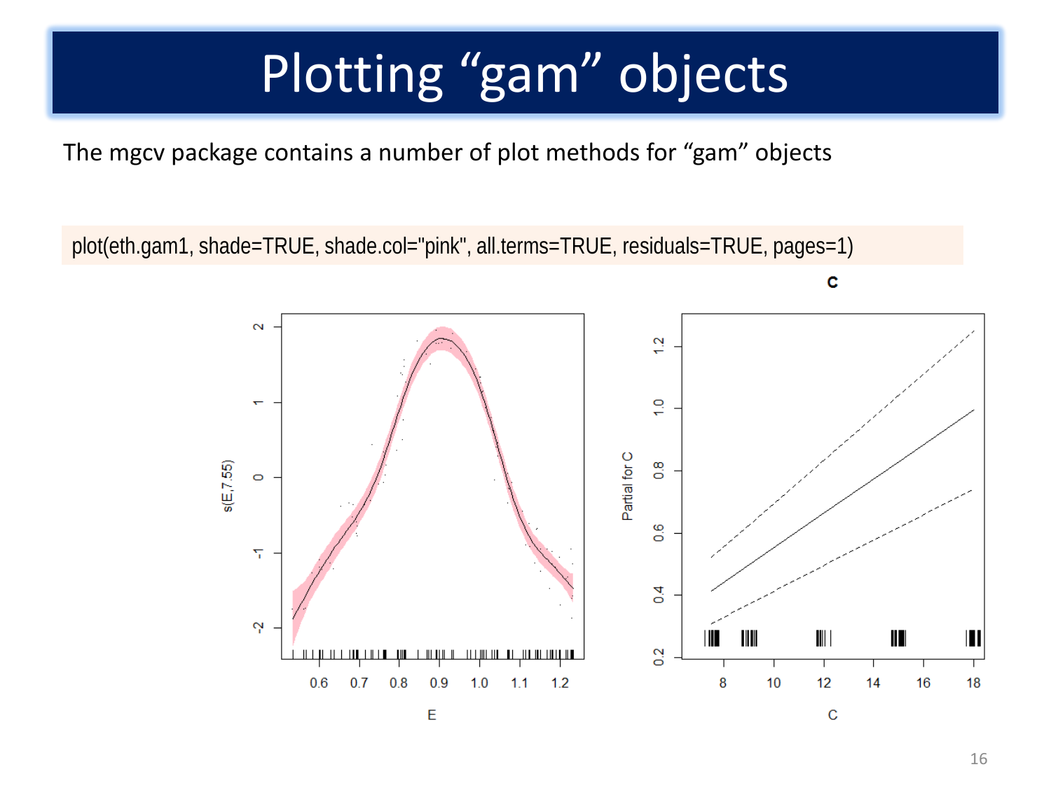# Plotting "gam" objects

The mgcv package contains a number of plot methods for "gam" objects

```
plot(eth.gam1, shade=TRUE, shade.col="pink", all.terms=TRUE, residuals=TRUE, pages=1)
```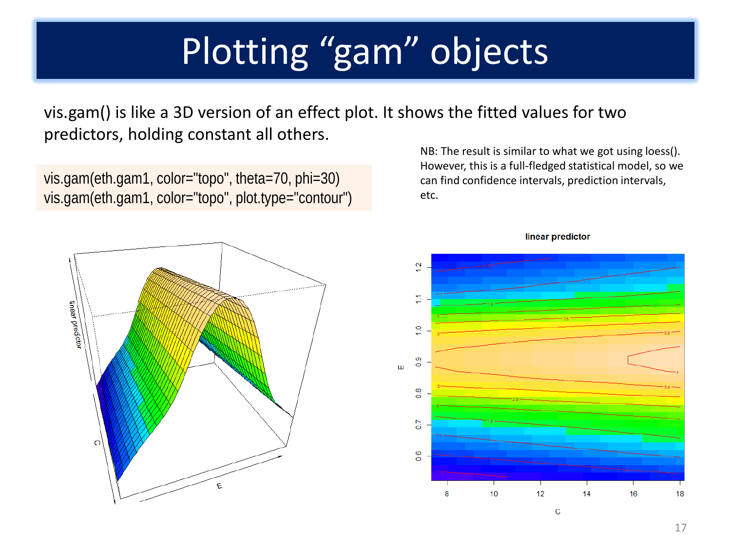# Plotting "gam" objects

vis.gam() is like a 3D version of an effect plot. It shows the fitted values for two predictors, holding constant all others.

```
vis.gam(eth.gam1, color="topo", theta=70, phi=30)
vis.gam(eth.gam1, color="topo", plot.type="contour")
```

NB: The result is similar to what we got using loess(). However, this is a full-fledged statistical model, so we can find confidence intervals, prediction intervals, etc.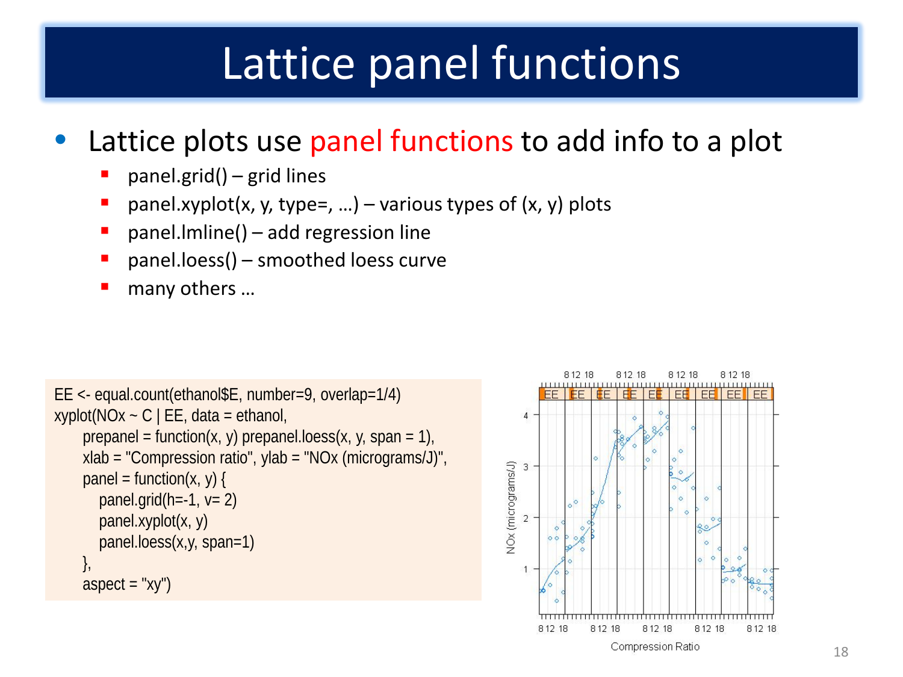# Lattice panel functions

- Lattice plots use panel functions to add info to a plot
  - panel.grid() – grid lines
  - panel.xyplot(x, y, type=, …) – various types of (x, y) plots
  - panel.lmline() – add regression line
  - panel.loess() – smoothed loess curve
  - many others …

```
EE <- equal.count(ethanol$E, number=9, overlap=1/4)
xyplot(NOx ~ C | EE, data = ethanol,
    prepanel = function(x, y) prepanel.loess(x, y, span = 1),
    xlab = "Compression ratio", ylab = "NOx (micrograms/J)",
    panel = function(x, y) {
      panel.grid(h=-1, v= 2)
      panel.xyplot(x, y)
      panel.loess(x,y, span=1)
    },
    aspect = "xy")
```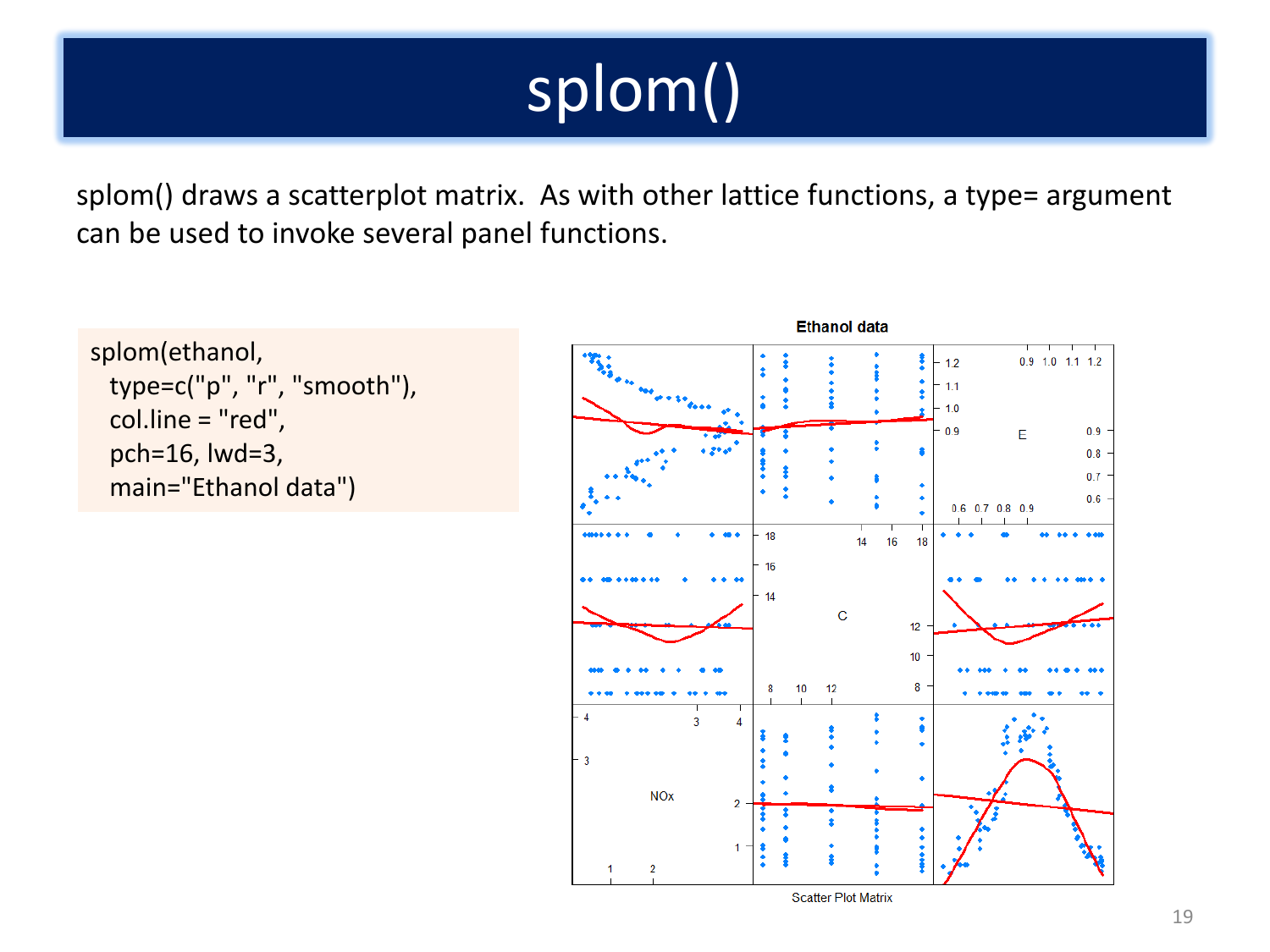# splom()

splom() draws a scatterplot matrix. As with other lattice functions, a type= argument can be used to invoke several panel functions.

```
splom(ethanol,
  type=c("p", "r", "smooth"),
  col.line = "red",
  pch=16, lwd=3,
  main="Ethanol data")
```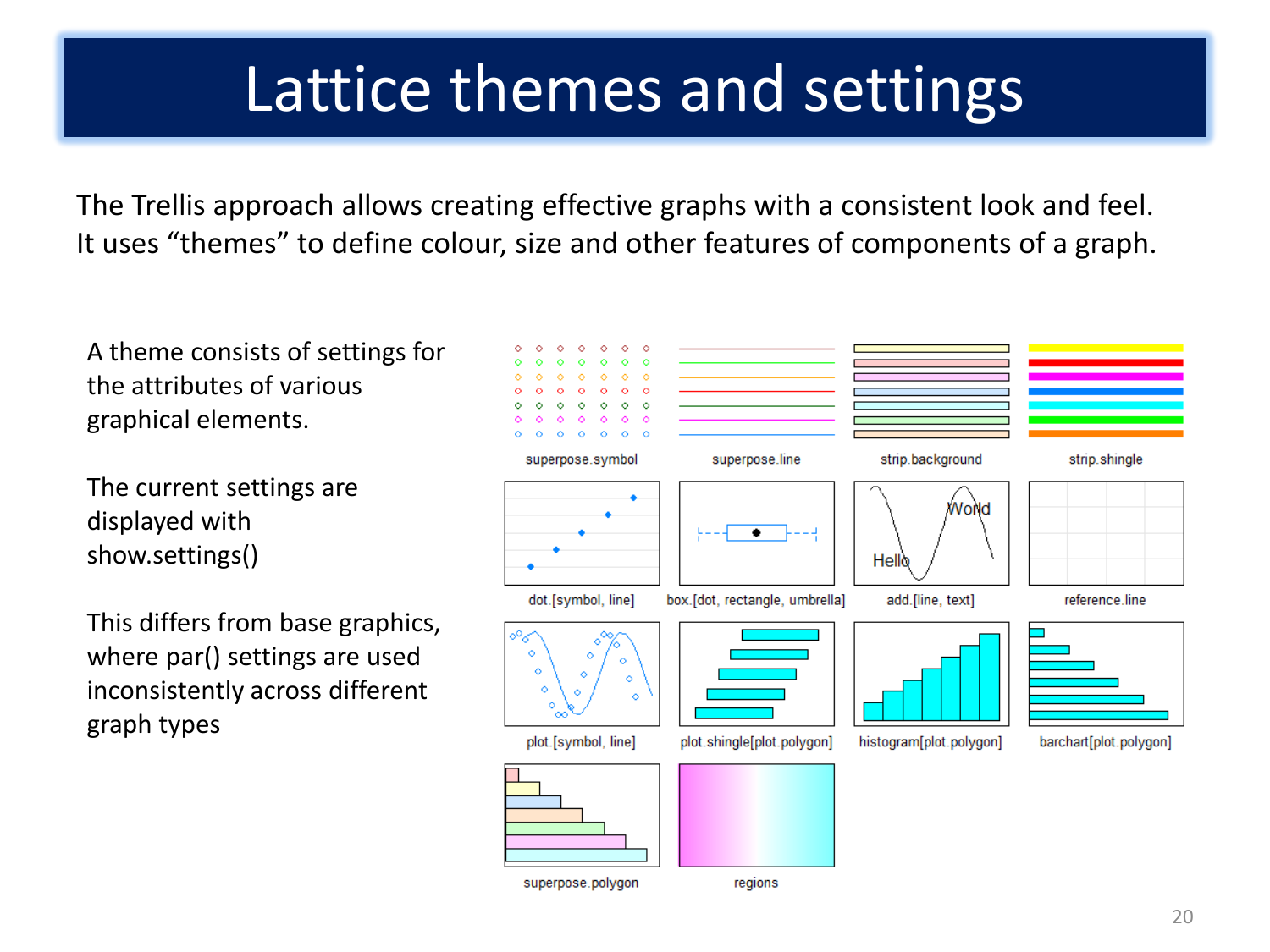# Lattice themes and settings

The Trellis approach allows creating effective graphs with a consistent look and feel. It uses "themes" to define colour, size and other features of components of a graph.

A theme consists of settings for the attributes of various graphical elements.

The current settings are displayed with show.settings()

This differs from base graphics, where par() settings are used inconsistently across different graph types

superpose.symbol

superpose.line

strip.background

strip.shingle

dot.[symbol, line]

box.[dot, rectangle, umbrella]

add.[line, text]

reference.line

plot.[symbol, line]

plot.shingle[plot.polygon]

histogram[plot.polygon]

barchart[plot.polygon]

superpose.polygon

regions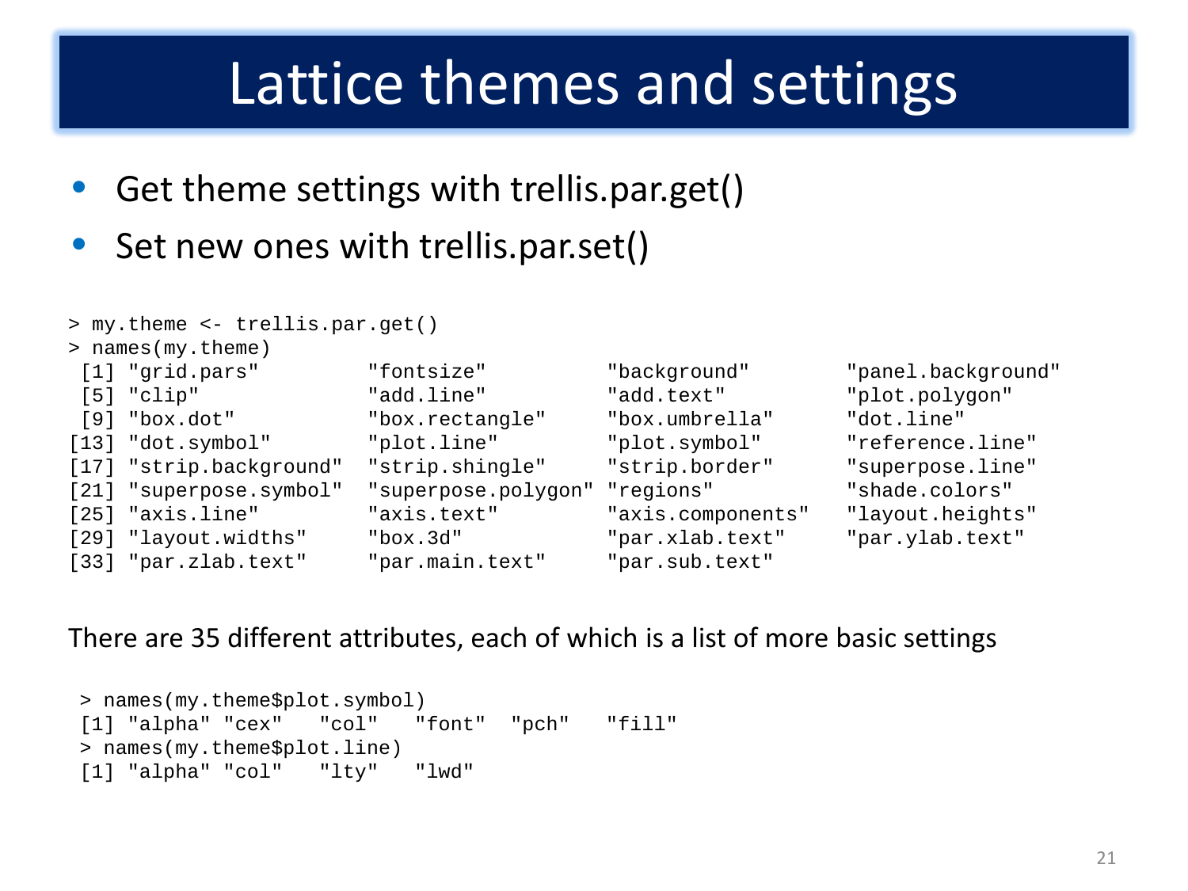# Lattice themes and settings

- Get theme settings with trellis.par.get()
- Set new ones with trellis.par.set()

```
> my.theme <- trellis.par.get()
> names(my.theme)
 [1] "grid.pars"         "fontsize"          "background"        "panel.background"
 [5] "clip"              "add.line"          "add.text"          "plot.polygon"
 [9] "box.dot"           "box.rectangle"     "box.umbrella"      "dot.line"
[13] "dot.symbol"        "plot.line"         "plot.symbol"       "reference.line"
[17] "strip.background"  "strip.shingle"     "strip.border"      "superpose.line"
[21] "superpose.symbol"  "superpose.polygon" "regions"           "shade.colors"
[25] "axis.line"         "axis.text"         "axis.components"   "layout.heights"
[29] "layout.widths"     "box.3d"            "par.xlab.text"     "par.ylab.text"
[33] "par.zlab.text"     "par.main.text"     "par.sub.text"
```

There are 35 different attributes, each of which is a list of more basic settings

```
> names(my.theme$plot.symbol)
[1] "alpha" "cex"   "col"   "font"  "pch"   "fill"
> names(my.theme$plot.line)
[1] "alpha" "col"   "lty"   "lwd"
```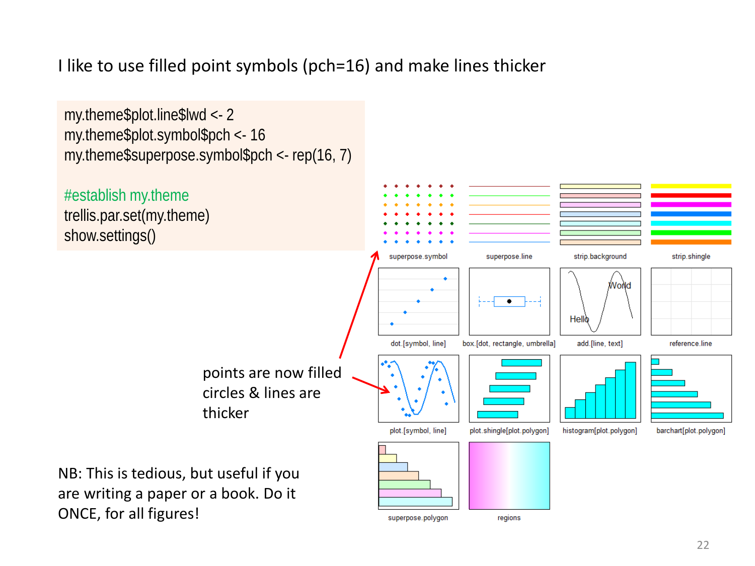I like to use filled point symbols (pch=16) and make lines thicker

```
my.theme$plot.line$lwd <- 2
my.theme$plot.symbol$pch <- 16
my.theme$superpose.symbol$pch <- rep(16, 7)

#establish my.theme
trellis.par.set(my.theme)
show.settings()
```

points are now filled circles & lines are thicker

NB: This is tedious, but useful if you are writing a paper or a book. Do it ONCE, for all figures!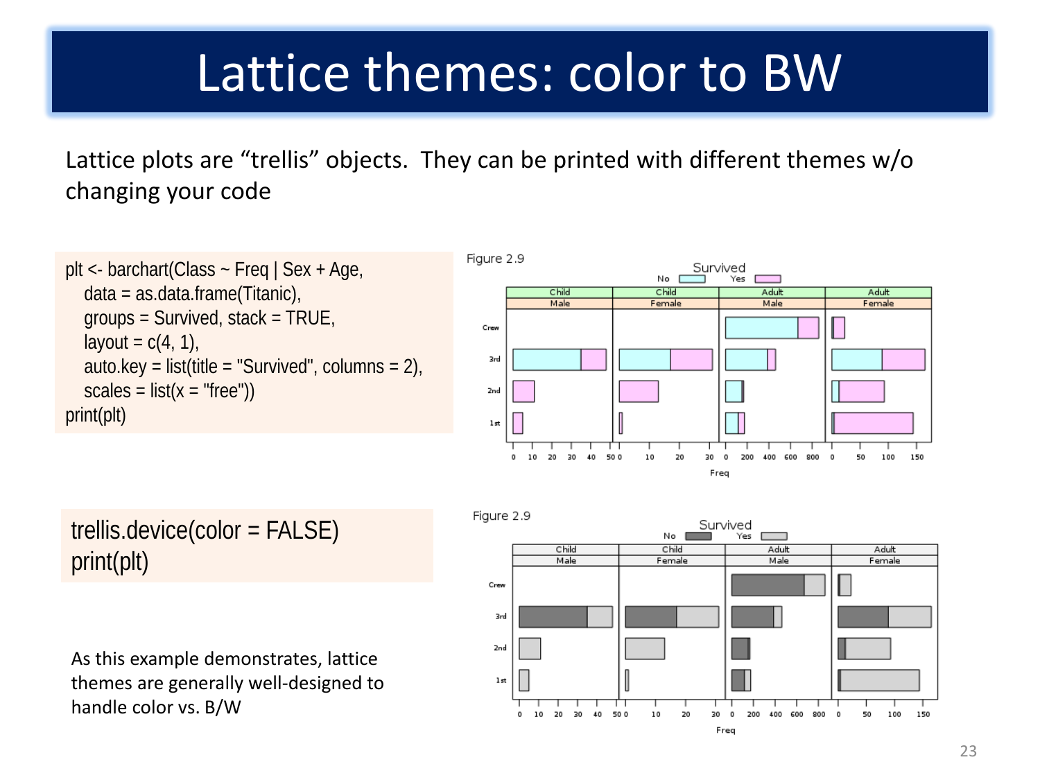# Lattice themes: color to BW

Lattice plots are “trellis” objects. They can be printed with different themes w/o changing your code

```
plt <- barchart(Class ~ Freq | Sex + Age,
   data = as.data.frame(Titanic),
   groups = Survived, stack = TRUE,
   layout = c(4, 1),
   auto.key = list(title = "Survived", columns = 2),
   scales = list(x = "free"))
print(plt)
```

```
trellis.device(color = FALSE)
print(plt)
```

As this example demonstrates, lattice themes are generally well-designed to handle color vs. B/W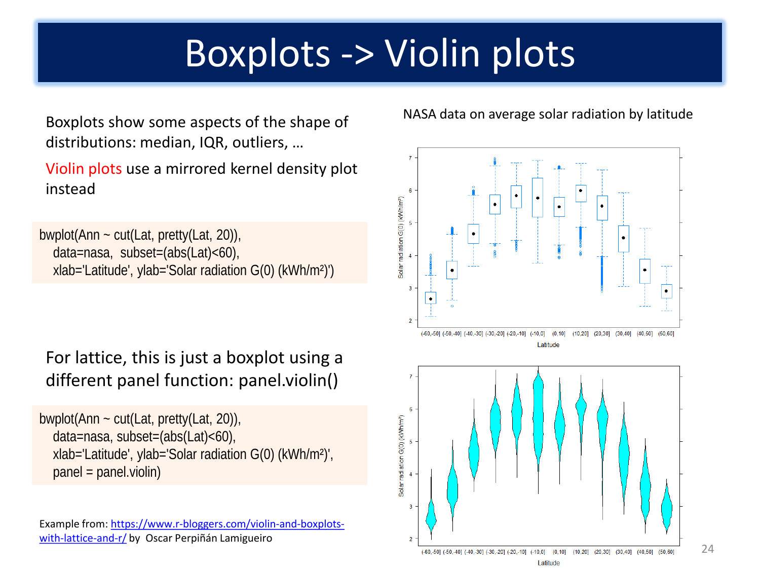# Boxplots -> Violin plots

Boxplots show some aspects of the shape of distributions: median, IQR, outliers, …

Violin plots use a mirrored kernel density plot instead

```
bwplot(Ann ~ cut(Lat, pretty(Lat, 20)),
   data=nasa,  subset=(abs(Lat)<60),
   xlab='Latitude', ylab='Solar radiation G(0) (kWh/m²)')
```

NASA data on average solar radiation by latitude

For lattice, this is just a boxplot using a different panel function: panel.violin()

```
bwplot(Ann ~ cut(Lat, pretty(Lat, 20)),
   data=nasa, subset=(abs(Lat)<60),
   xlab='Latitude', ylab='Solar radiation G(0) (kWh/m²)',
   panel = panel.violin)
```

Example from: [https://www.r-bloggers.com/violin-and-boxplots-with-lattice-and-r/](https://www.r-bloggers.com/violin-and-boxplots-with-lattice-and-r/) by Oscar Perpiñán Lamigueiro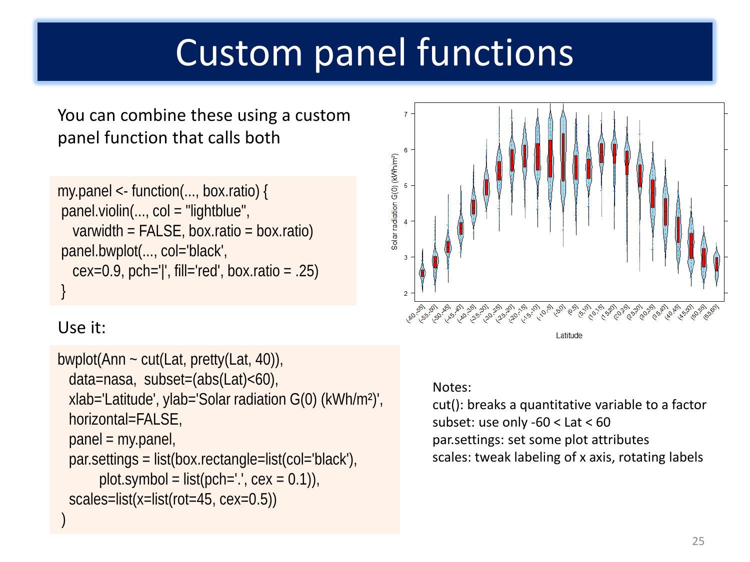# Custom panel functions

You can combine these using a custom panel function that calls both

```
my.panel <- function(..., box.ratio) {
 panel.violin(..., col = "lightblue",
   varwidth = FALSE, box.ratio = box.ratio)
 panel.bwplot(..., col='black',
   cex=0.9, pch='|', fill='red', box.ratio = .25)
 }
```

Use it:

```
bwplot(Ann ~ cut(Lat, pretty(Lat, 40)),
  data=nasa,  subset=(abs(Lat)<60),
  xlab='Latitude', ylab='Solar radiation G(0) (kWh/m²)',
  horizontal=FALSE,
  panel = my.panel,
  par.settings = list(box.rectangle=list(col='black'),
        plot.symbol = list(pch='.', cex = 0.1)),
  scales=list(x=list(rot=45, cex=0.5))
 )
```

Notes:
cut(): breaks a quantitative variable to a factor
subset: use only -60 < Lat < 60
par.settings: set some plot attributes
scales: tweak labeling of x axis, rotating labels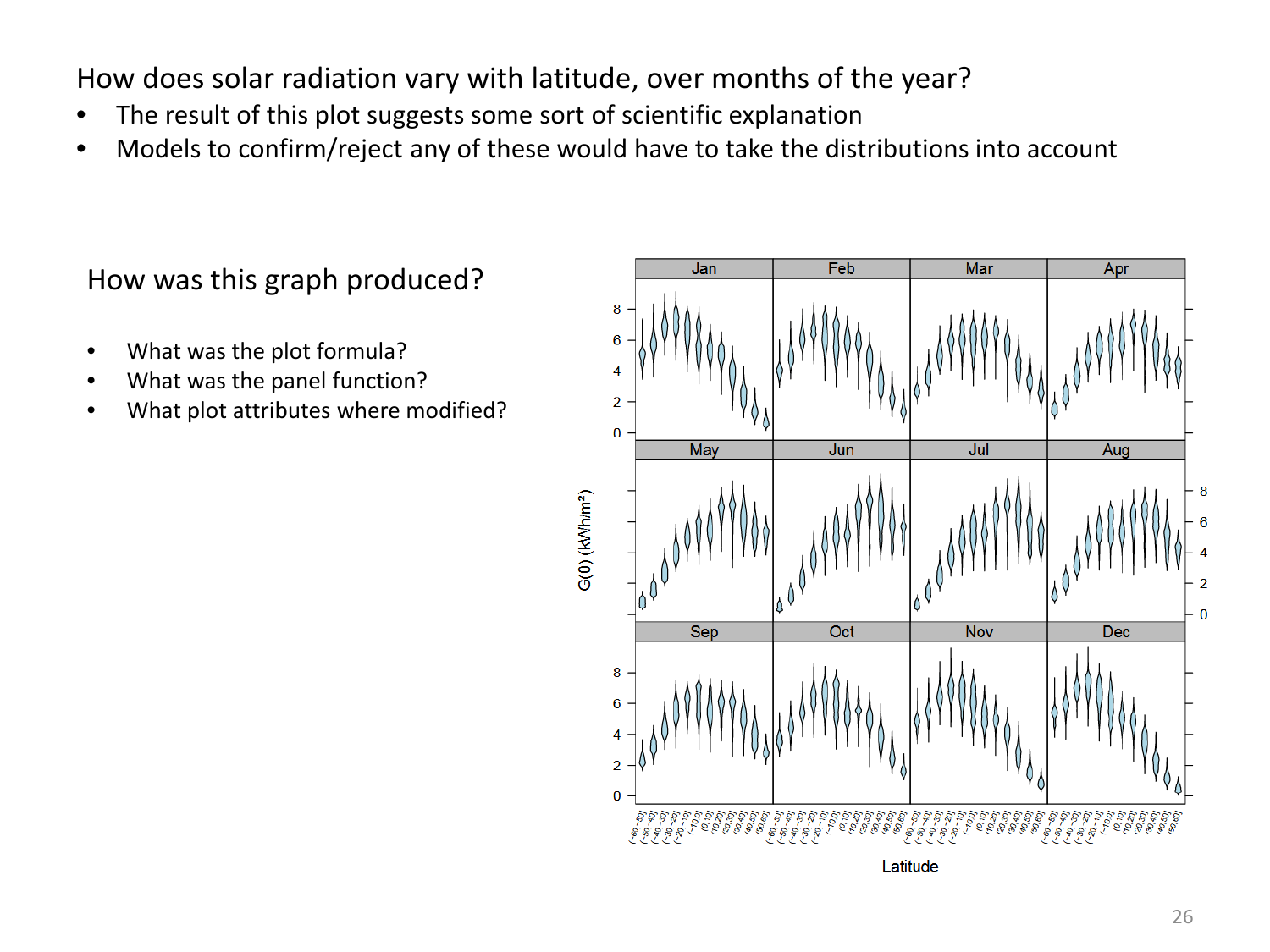# How does solar radiation vary with latitude, over months of the year?

- The result of this plot suggests some sort of scientific explanation
- Models to confirm/reject any of these would have to take the distributions into account

## How was this graph produced?

- What was the plot formula?
- What was the panel function?
- What plot attributes where modified?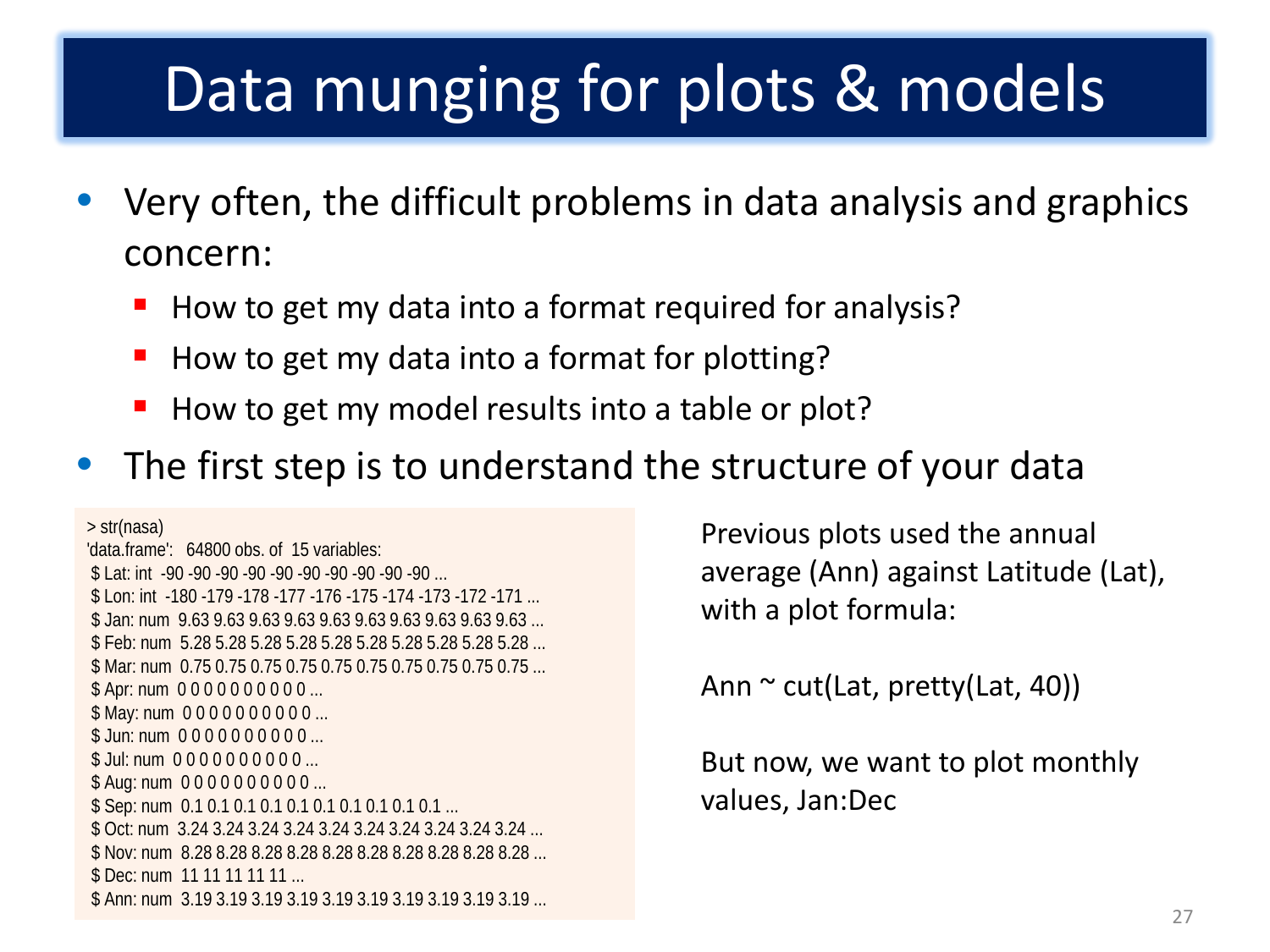# Data munging for plots & models

- Very often, the difficult problems in data analysis and graphics concern:
  - How to get my data into a format required for analysis?
  - How to get my data into a format for plotting?
  - How to get my model results into a table or plot?
- The first step is to understand the structure of your data

```
> str(nasa)
'data.frame':   64800 obs. of  15 variables:
 $ Lat: int  -90 -90 -90 -90 -90 -90 -90 -90 -90 -90 ...
 $ Lon: int  -180 -179 -178 -177 -176 -175 -174 -173 -172 -171 ...
 $ Jan: num  9.63 9.63 9.63 9.63 9.63 9.63 9.63 9.63 9.63 9.63 ...
 $ Feb: num  5.28 5.28 5.28 5.28 5.28 5.28 5.28 5.28 5.28 5.28 ...
 $ Mar: num  0.75 0.75 0.75 0.75 0.75 0.75 0.75 0.75 0.75 0.75 ...
 $ Apr: num  0 0 0 0 0 0 0 0 0 0 ...
 $ May: num  0 0 0 0 0 0 0 0 0 0 ...
 $ Jun: num  0 0 0 0 0 0 0 0 0 0 ...
 $ Jul: num  0 0 0 0 0 0 0 0 0 0 ...
 $ Aug: num  0 0 0 0 0 0 0 0 0 0 ...
 $ Sep: num  0.1 0.1 0.1 0.1 0.1 0.1 0.1 0.1 0.1 0.1 ...
 $ Oct: num  3.24 3.24 3.24 3.24 3.24 3.24 3.24 3.24 3.24 3.24 ...
 $ Nov: num  8.28 8.28 8.28 8.28 8.28 8.28 8.28 8.28 8.28 8.28 ...
 $ Dec: num  11 11 11 11 11 ...
 $ Ann: num  3.19 3.19 3.19 3.19 3.19 3.19 3.19 3.19 3.19 3.19 ...
```

Previous plots used the annual average (Ann) against Latitude (Lat), with a plot formula:

Ann ~ cut(Lat, pretty(Lat, 40))

But now, we want to plot monthly values, Jan:Dec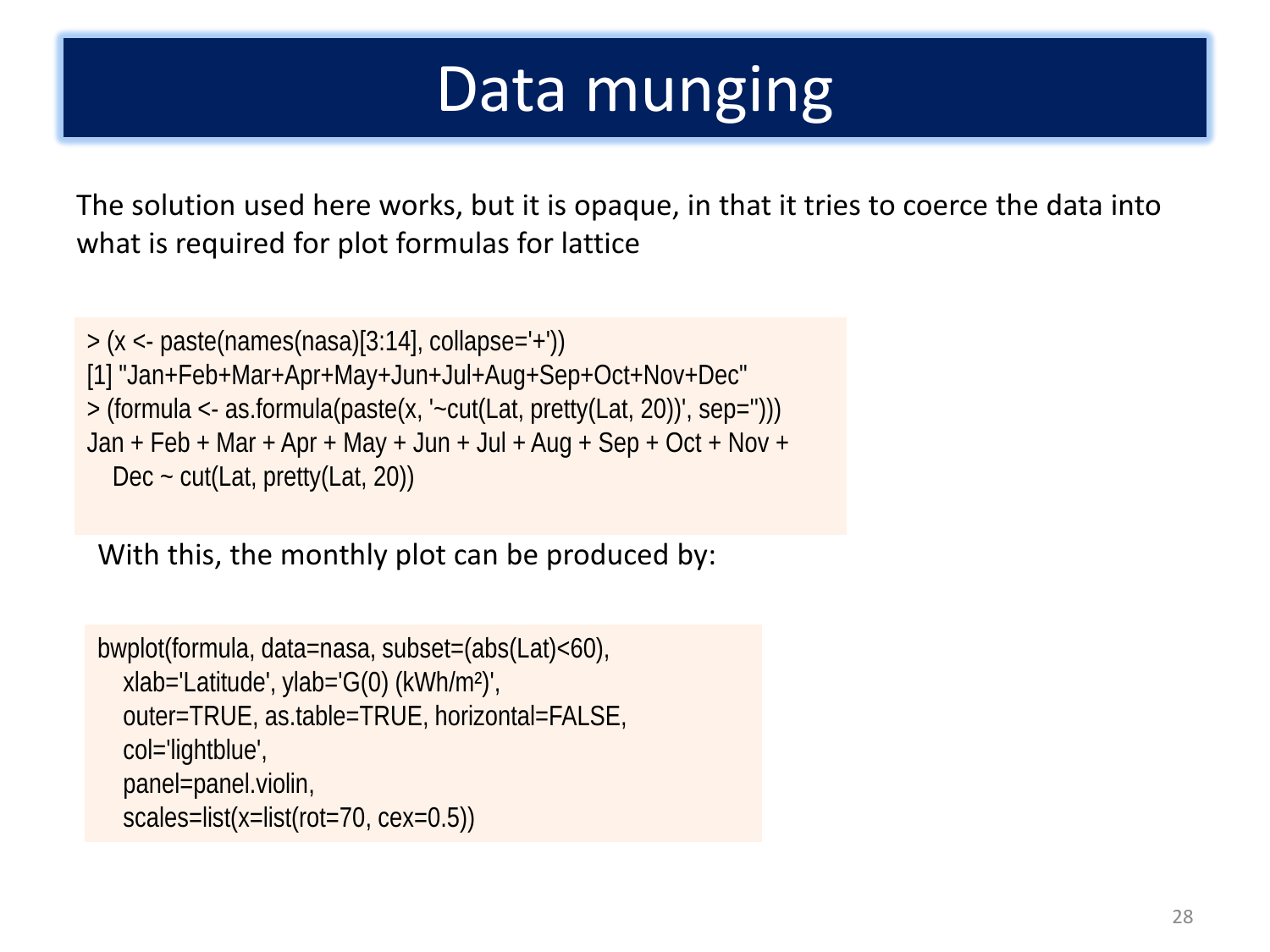# Data munging

The solution used here works, but it is opaque, in that it tries to coerce the data into what is required for plot formulas for lattice

```
> (x <- paste(names(nasa)[3:14], collapse='+'))
[1] "Jan+Feb+Mar+Apr+May+Jun+Jul+Aug+Sep+Oct+Nov+Dec"
> (formula <- as.formula(paste(x, '~cut(Lat, pretty(Lat, 20))', sep='')))
Jan + Feb + Mar + Apr + May + Jun + Jul + Aug + Sep + Oct + Nov +
   Dec ~ cut(Lat, pretty(Lat, 20))
```

With this, the monthly plot can be produced by:

```
bwplot(formula, data=nasa, subset=(abs(Lat)<60),
   xlab='Latitude', ylab='G(0) (kWh/m²)',
   outer=TRUE, as.table=TRUE, horizontal=FALSE,
   col='lightblue',
   panel=panel.violin,
   scales=list(x=list(rot=70, cex=0.5))
```